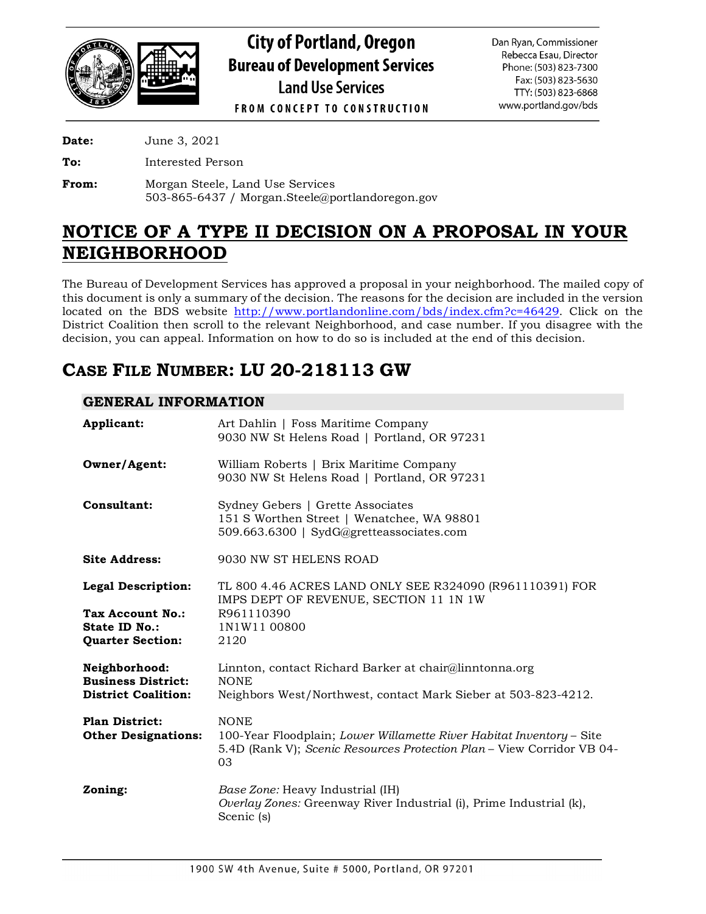# City of Portland, Oregon
## Bureau of Development Services
### Land Use Services

FROM CONCEPT TO CONSTRUCTION

Dan Ryan, Commissioner
Rebecca Esau, Director
Phone: (503) 823-7300
Fax: (503) 823-5630
TTY: (503) 823-6868
www.portland.gov/bds

**Date:** June 3, 2021

**To:** Interested Person

**From:** Morgan Steele, Land Use Services
503-865-6437 / Morgan.Steele@portlandoregon.gov

# NOTICE OF A TYPE II DECISION ON A PROPOSAL IN YOUR NEIGHBORHOOD

The Bureau of Development Services has approved a proposal in your neighborhood. The mailed copy of this document is only a summary of the decision. The reasons for the decision are included in the version located on the BDS website http://www.portlandonline.com/bds/index.cfm?c=46429. Click on the District Coalition then scroll to the relevant Neighborhood, and case number. If you disagree with the decision, you can appeal. Information on how to do so is included at the end of this decision.

# CASE FILE NUMBER: LU 20-218113 GW

## GENERAL INFORMATION

**Applicant:** Art Dahlin | Foss Maritime Company
9030 NW St Helens Road | Portland, OR 97231

**Owner/Agent:** William Roberts | Brix Maritime Company
9030 NW St Helens Road | Portland, OR 97231

**Consultant:** Sydney Gebers | Grette Associates
151 S Worthen Street | Wenatchee, WA 98801
509.663.6300 | SydG@gretteassociates.com

**Site Address:** 9030 NW ST HELENS ROAD

**Legal Description:** TL 800 4.46 ACRES LAND ONLY SEE R324090 (R961110391) FOR IMPS DEPT OF REVENUE, SECTION 11 1N 1W

**Tax Account No.:** R961110390

**State ID No.:** 1N1W11 00800

**Quarter Section:** 2120

**Neighborhood:** Linnton, contact Richard Barker at chair@linntonna.org

**Business District:** NONE

**District Coalition:** Neighbors West/Northwest, contact Mark Sieber at 503-823-4212.

**Plan District:** NONE

**Other Designations:** 100-Year Floodplain; *Lower Willamette River Habitat Inventory* – Site 5.4D (Rank V); *Scenic Resources Protection Plan* – View Corridor VB 04-03

**Zoning:** *Base Zone:* Heavy Industrial (IH)
*Overlay Zones:* Greenway River Industrial (i), Prime Industrial (k), Scenic (s)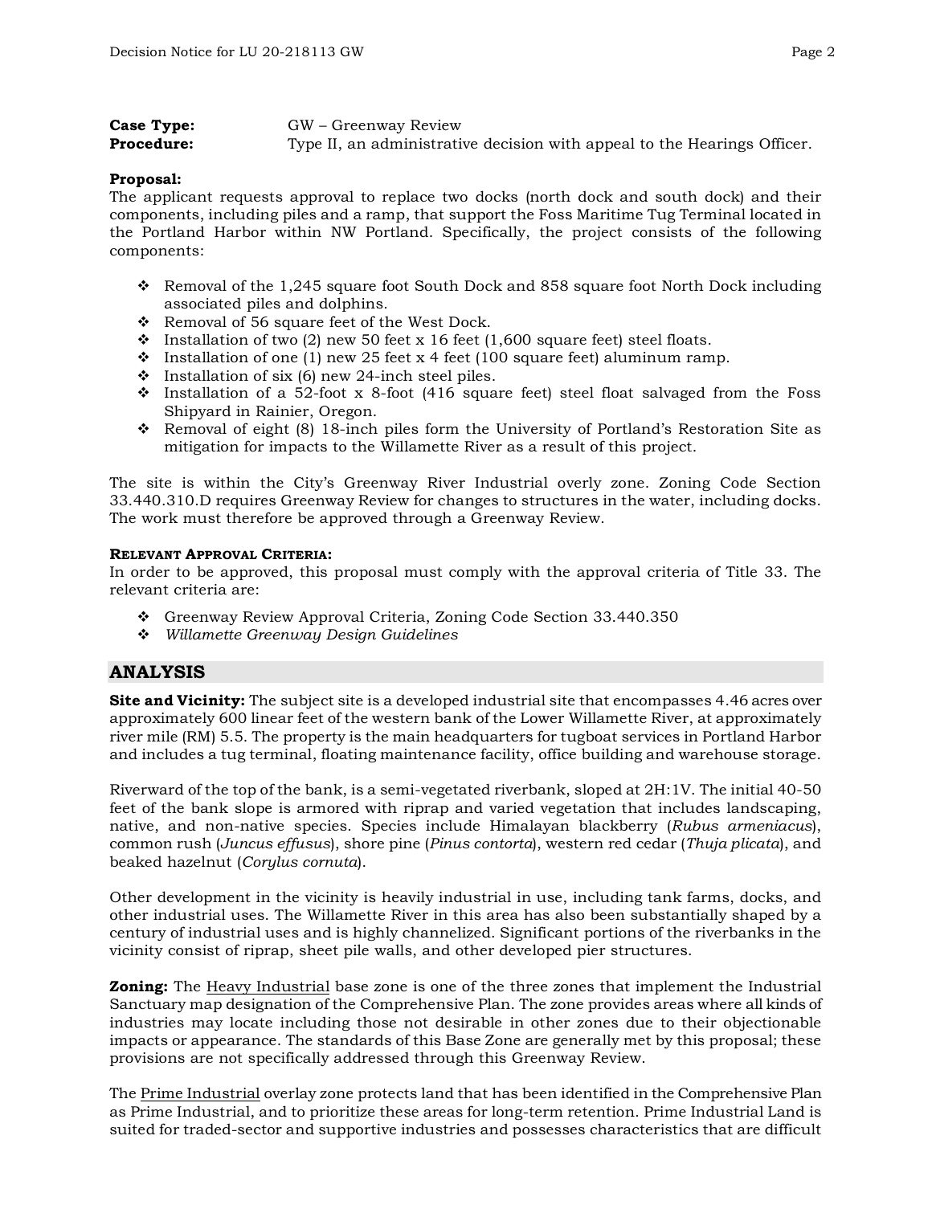**Case Type:** GW – Greenway Review
**Procedure:** Type II, an administrative decision with appeal to the Hearings Officer.

**Proposal:**
The applicant requests approval to replace two docks (north dock and south dock) and their components, including piles and a ramp, that support the Foss Maritime Tug Terminal located in the Portland Harbor within NW Portland. Specifically, the project consists of the following components:

- Removal of the 1,245 square foot South Dock and 858 square foot North Dock including associated piles and dolphins.
- Removal of 56 square feet of the West Dock.
- Installation of two (2) new 50 feet x 16 feet (1,600 square feet) steel floats.
- Installation of one (1) new 25 feet x 4 feet (100 square feet) aluminum ramp.
- Installation of six (6) new 24-inch steel piles.
- Installation of a 52-foot x 8-foot (416 square feet) steel float salvaged from the Foss Shipyard in Rainier, Oregon.
- Removal of eight (8) 18-inch piles form the University of Portland's Restoration Site as mitigation for impacts to the Willamette River as a result of this project.

The site is within the City's Greenway River Industrial overly zone. Zoning Code Section 33.440.310.D requires Greenway Review for changes to structures in the water, including docks. The work must therefore be approved through a Greenway Review.

**RELEVANT APPROVAL CRITERIA:**
In order to be approved, this proposal must comply with the approval criteria of Title 33. The relevant criteria are:

- Greenway Review Approval Criteria, Zoning Code Section 33.440.350
- *Willamette Greenway Design Guidelines*

## ANALYSIS

**Site and Vicinity:** The subject site is a developed industrial site that encompasses 4.46 acres over approximately 600 linear feet of the western bank of the Lower Willamette River, at approximately river mile (RM) 5.5. The property is the main headquarters for tugboat services in Portland Harbor and includes a tug terminal, floating maintenance facility, office building and warehouse storage.

Riverward of the top of the bank, is a semi-vegetated riverbank, sloped at 2H:1V. The initial 40-50 feet of the bank slope is armored with riprap and varied vegetation that includes landscaping, native, and non-native species. Species include Himalayan blackberry (*Rubus armeniacus*), common rush (*Juncus effusus*), shore pine (*Pinus contorta*), western red cedar (*Thuja plicata*), and beaked hazelnut (*Corylus cornuta*).

Other development in the vicinity is heavily industrial in use, including tank farms, docks, and other industrial uses. The Willamette River in this area has also been substantially shaped by a century of industrial uses and is highly channelized. Significant portions of the riverbanks in the vicinity consist of riprap, sheet pile walls, and other developed pier structures.

**Zoning:** The Heavy Industrial base zone is one of the three zones that implement the Industrial Sanctuary map designation of the Comprehensive Plan. The zone provides areas where all kinds of industries may locate including those not desirable in other zones due to their objectionable impacts or appearance. The standards of this Base Zone are generally met by this proposal; these provisions are not specifically addressed through this Greenway Review.

The Prime Industrial overlay zone protects land that has been identified in the Comprehensive Plan as Prime Industrial, and to prioritize these areas for long-term retention. Prime Industrial Land is suited for traded-sector and supportive industries and possesses characteristics that are difficult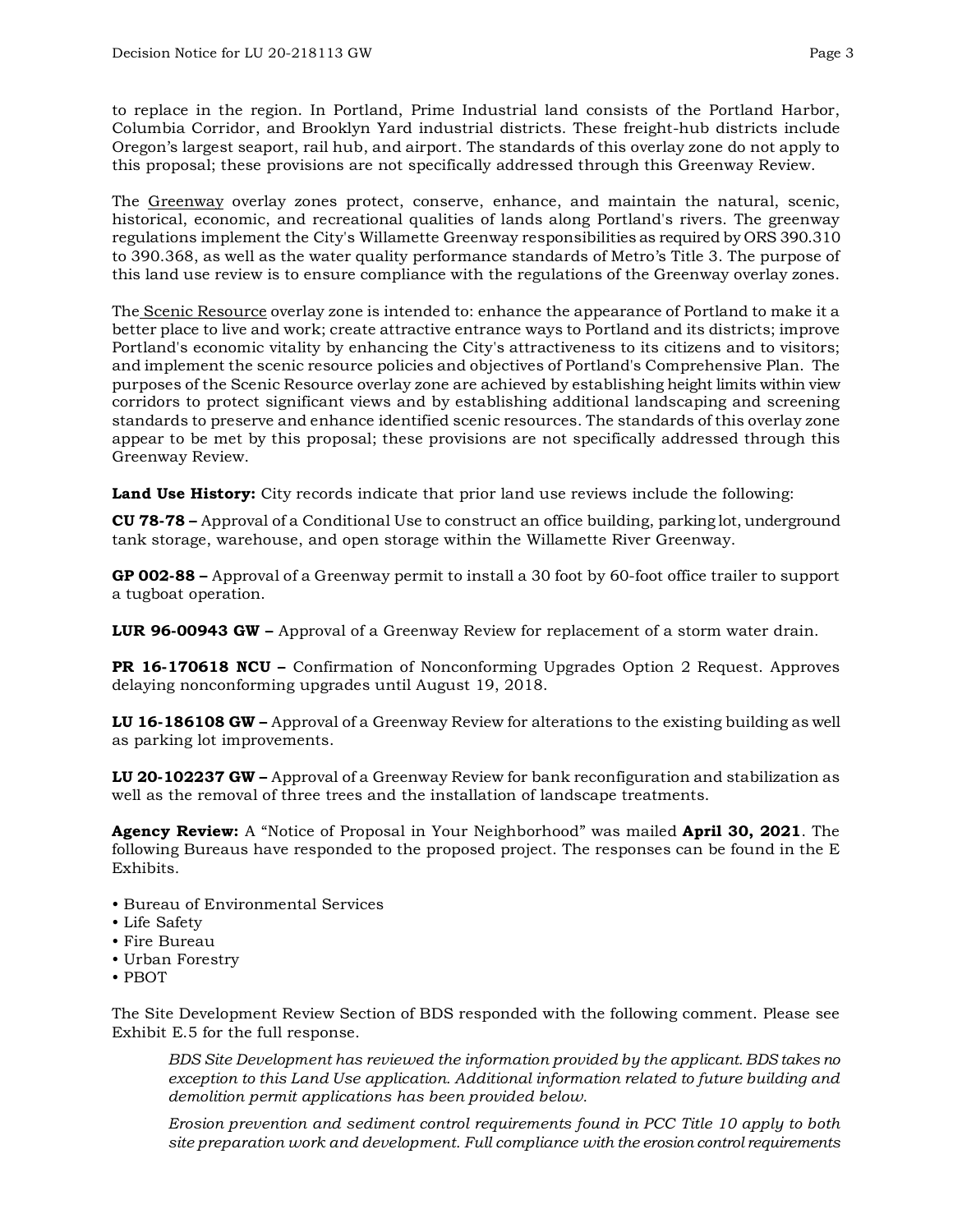to replace in the region. In Portland, Prime Industrial land consists of the Portland Harbor, Columbia Corridor, and Brooklyn Yard industrial districts. These freight-hub districts include Oregon's largest seaport, rail hub, and airport. The standards of this overlay zone do not apply to this proposal; these provisions are not specifically addressed through this Greenway Review.

The Greenway overlay zones protect, conserve, enhance, and maintain the natural, scenic, historical, economic, and recreational qualities of lands along Portland's rivers. The greenway regulations implement the City's Willamette Greenway responsibilities as required by ORS 390.310 to 390.368, as well as the water quality performance standards of Metro's Title 3. The purpose of this land use review is to ensure compliance with the regulations of the Greenway overlay zones.

The Scenic Resource overlay zone is intended to: enhance the appearance of Portland to make it a better place to live and work; create attractive entrance ways to Portland and its districts; improve Portland's economic vitality by enhancing the City's attractiveness to its citizens and to visitors; and implement the scenic resource policies and objectives of Portland's Comprehensive Plan. The purposes of the Scenic Resource overlay zone are achieved by establishing height limits within view corridors to protect significant views and by establishing additional landscaping and screening standards to preserve and enhance identified scenic resources. The standards of this overlay zone appear to be met by this proposal; these provisions are not specifically addressed through this Greenway Review.

**Land Use History:** City records indicate that prior land use reviews include the following:

**CU 78-78 –** Approval of a Conditional Use to construct an office building, parking lot, underground tank storage, warehouse, and open storage within the Willamette River Greenway.

**GP 002-88 –** Approval of a Greenway permit to install a 30 foot by 60-foot office trailer to support a tugboat operation.

**LUR 96-00943 GW –** Approval of a Greenway Review for replacement of a storm water drain.

**PR 16-170618 NCU –** Confirmation of Nonconforming Upgrades Option 2 Request. Approves delaying nonconforming upgrades until August 19, 2018.

**LU 16-186108 GW –** Approval of a Greenway Review for alterations to the existing building as well as parking lot improvements.

**LU 20-102237 GW –** Approval of a Greenway Review for bank reconfiguration and stabilization as well as the removal of three trees and the installation of landscape treatments.

**Agency Review:** A "Notice of Proposal in Your Neighborhood" was mailed **April 30, 2021**. The following Bureaus have responded to the proposed project. The responses can be found in the E Exhibits.

- Bureau of Environmental Services
- Life Safety
- Fire Bureau
- Urban Forestry
- PBOT

The Site Development Review Section of BDS responded with the following comment. Please see Exhibit E.5 for the full response.

> *BDS Site Development has reviewed the information provided by the applicant. BDS takes no exception to this Land Use application. Additional information related to future building and demolition permit applications has been provided below.*
>
> *Erosion prevention and sediment control requirements found in PCC Title 10 apply to both site preparation work and development. Full compliance with the erosion control requirements*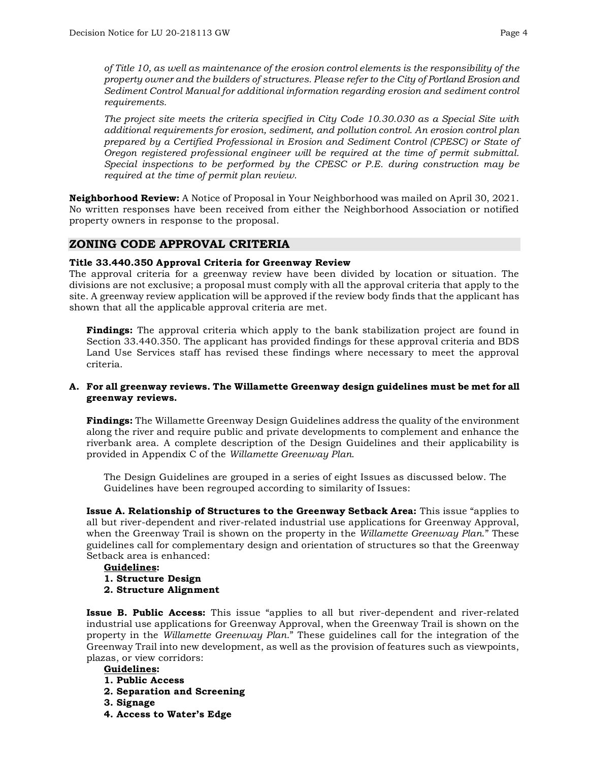*of Title 10, as well as maintenance of the erosion control elements is the responsibility of the property owner and the builders of structures. Please refer to the City of Portland Erosion and Sediment Control Manual for additional information regarding erosion and sediment control requirements.*

*The project site meets the criteria specified in City Code 10.30.030 as a Special Site with additional requirements for erosion, sediment, and pollution control. An erosion control plan prepared by a Certified Professional in Erosion and Sediment Control (CPESC) or State of Oregon registered professional engineer will be required at the time of permit submittal. Special inspections to be performed by the CPESC or P.E. during construction may be required at the time of permit plan review.*

**Neighborhood Review:** A Notice of Proposal in Your Neighborhood was mailed on April 30, 2021. No written responses have been received from either the Neighborhood Association or notified property owners in response to the proposal.

## ZONING CODE APPROVAL CRITERIA

**Title 33.440.350 Approval Criteria for Greenway Review**

The approval criteria for a greenway review have been divided by location or situation. The divisions are not exclusive; a proposal must comply with all the approval criteria that apply to the site. A greenway review application will be approved if the review body finds that the applicant has shown that all the applicable approval criteria are met.

**Findings:** The approval criteria which apply to the bank stabilization project are found in Section 33.440.350. The applicant has provided findings for these approval criteria and BDS Land Use Services staff has revised these findings where necessary to meet the approval criteria.

**A. For all greenway reviews. The Willamette Greenway design guidelines must be met for all greenway reviews.**

**Findings:** The Willamette Greenway Design Guidelines address the quality of the environment along the river and require public and private developments to complement and enhance the riverbank area. A complete description of the Design Guidelines and their applicability is provided in Appendix C of the *Willamette Greenway Plan*.

The Design Guidelines are grouped in a series of eight Issues as discussed below. The Guidelines have been regrouped according to similarity of Issues:

**Issue A. Relationship of Structures to the Greenway Setback Area:** This issue "applies to all but river-dependent and river-related industrial use applications for Greenway Approval, when the Greenway Trail is shown on the property in the *Willamette Greenway Plan*." These guidelines call for complementary design and orientation of structures so that the Greenway Setback area is enhanced:

**Guidelines:**

1. **Structure Design**
2. **Structure Alignment**

**Issue B. Public Access:** This issue "applies to all but river-dependent and river-related industrial use applications for Greenway Approval, when the Greenway Trail is shown on the property in the *Willamette Greenway Plan*." These guidelines call for the integration of the Greenway Trail into new development, as well as the provision of features such as viewpoints, plazas, or view corridors:

**Guidelines:**

1. **Public Access**
2. **Separation and Screening**
3. **Signage**
4. **Access to Water's Edge**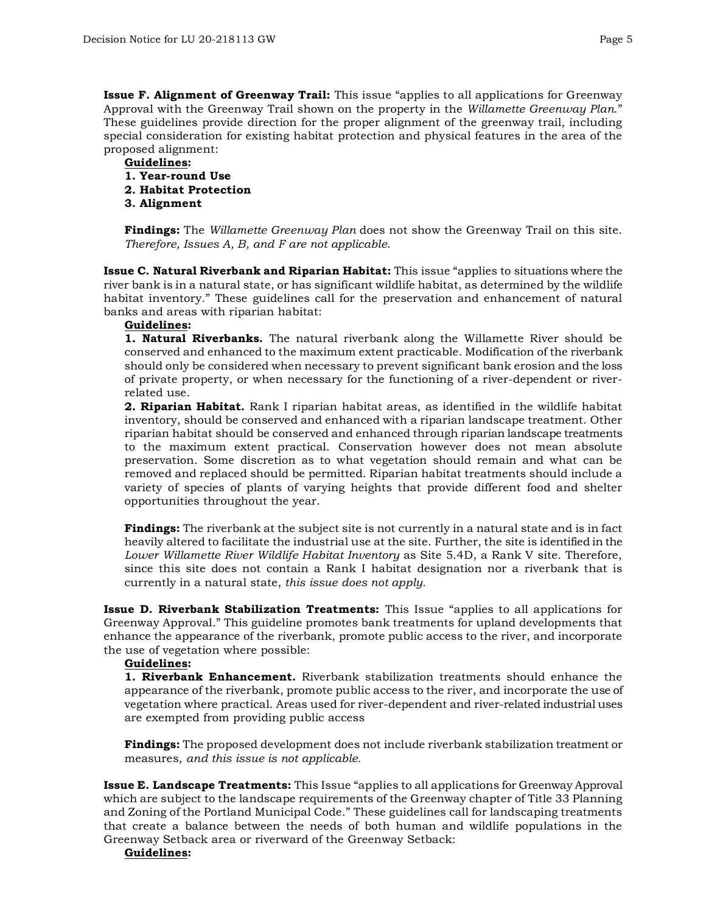**Issue F. Alignment of Greenway Trail:** This issue "applies to all applications for Greenway Approval with the Greenway Trail shown on the property in the *Willamette Greenway Plan*." These guidelines provide direction for the proper alignment of the greenway trail, including special consideration for existing habitat protection and physical features in the area of the proposed alignment:

**Guidelines:**

**1. Year-round Use**
**2. Habitat Protection**
**3. Alignment**

**Findings:** The *Willamette Greenway Plan* does not show the Greenway Trail on this site. *Therefore, Issues A, B, and F are not applicable*.

**Issue C. Natural Riverbank and Riparian Habitat:** This issue "applies to situations where the river bank is in a natural state, or has significant wildlife habitat, as determined by the wildlife habitat inventory." These guidelines call for the preservation and enhancement of natural banks and areas with riparian habitat:

**Guidelines:**

**1. Natural Riverbanks.** The natural riverbank along the Willamette River should be conserved and enhanced to the maximum extent practicable. Modification of the riverbank should only be considered when necessary to prevent significant bank erosion and the loss of private property, or when necessary for the functioning of a river-dependent or river-related use.

**2. Riparian Habitat.** Rank I riparian habitat areas, as identified in the wildlife habitat inventory, should be conserved and enhanced with a riparian landscape treatment. Other riparian habitat should be conserved and enhanced through riparian landscape treatments to the maximum extent practical. Conservation however does not mean absolute preservation. Some discretion as to what vegetation should remain and what can be removed and replaced should be permitted. Riparian habitat treatments should include a variety of species of plants of varying heights that provide different food and shelter opportunities throughout the year.

**Findings:** The riverbank at the subject site is not currently in a natural state and is in fact heavily altered to facilitate the industrial use at the site. Further, the site is identified in the *Lower Willamette River Wildlife Habitat Inventory* as Site 5.4D, a Rank V site. Therefore, since this site does not contain a Rank I habitat designation nor a riverbank that is currently in a natural state, *this issue does not apply*.

**Issue D. Riverbank Stabilization Treatments:** This Issue "applies to all applications for Greenway Approval." This guideline promotes bank treatments for upland developments that enhance the appearance of the riverbank, promote public access to the river, and incorporate the use of vegetation where possible:

**Guidelines:**

**1. Riverbank Enhancement.** Riverbank stabilization treatments should enhance the appearance of the riverbank, promote public access to the river, and incorporate the use of vegetation where practical. Areas used for river-dependent and river-related industrial uses are exempted from providing public access

**Findings:** The proposed development does not include riverbank stabilization treatment or measures, *and this issue is not applicable.*

**Issue E. Landscape Treatments:** This Issue "applies to all applications for Greenway Approval which are subject to the landscape requirements of the Greenway chapter of Title 33 Planning and Zoning of the Portland Municipal Code." These guidelines call for landscaping treatments that create a balance between the needs of both human and wildlife populations in the Greenway Setback area or riverward of the Greenway Setback:

**Guidelines:**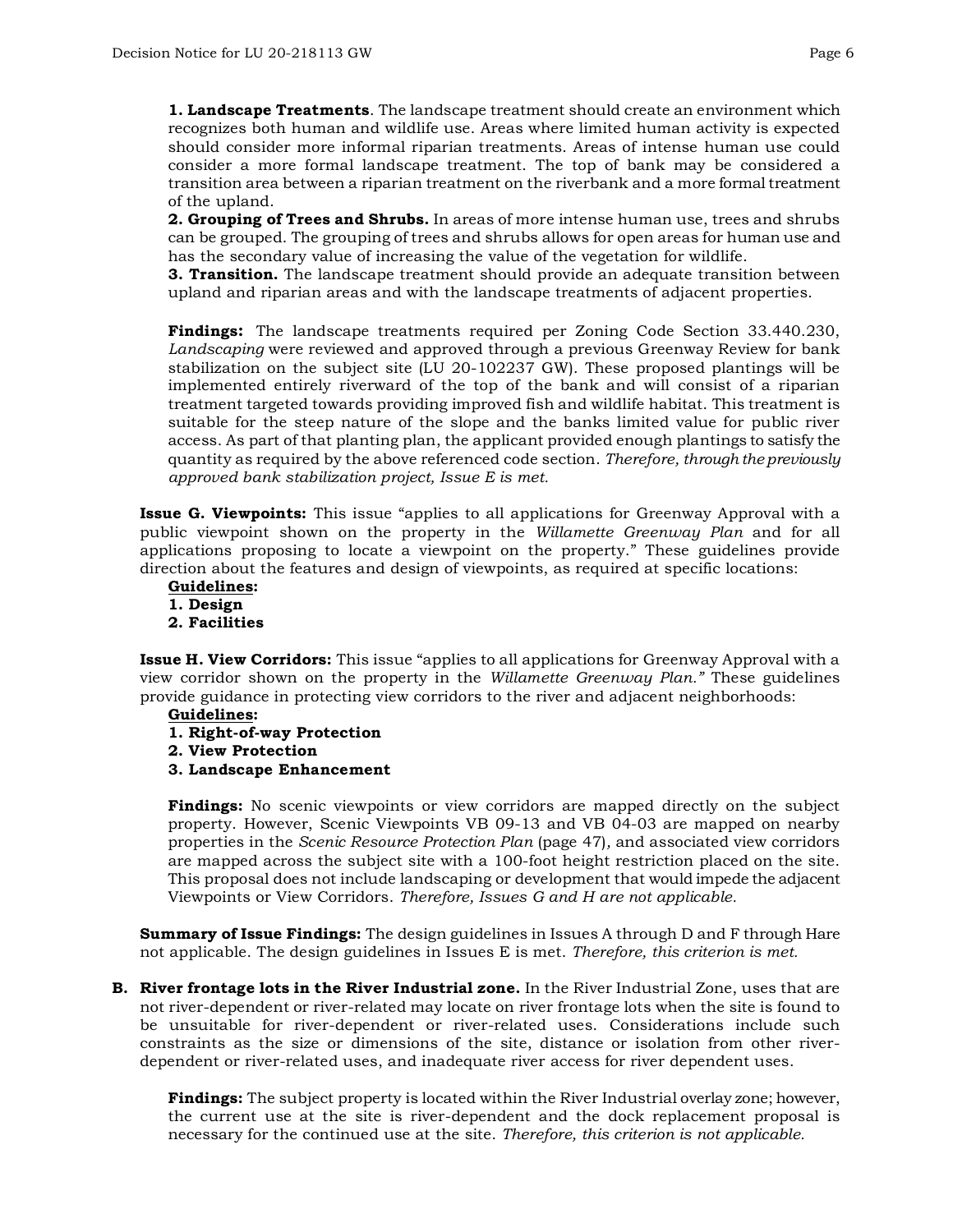**1. Landscape Treatments**. The landscape treatment should create an environment which recognizes both human and wildlife use. Areas where limited human activity is expected should consider more informal riparian treatments. Areas of intense human use could consider a more formal landscape treatment. The top of bank may be considered a transition area between a riparian treatment on the riverbank and a more formal treatment of the upland.

**2. Grouping of Trees and Shrubs.** In areas of more intense human use, trees and shrubs can be grouped. The grouping of trees and shrubs allows for open areas for human use and has the secondary value of increasing the value of the vegetation for wildlife.

**3. Transition.** The landscape treatment should provide an adequate transition between upland and riparian areas and with the landscape treatments of adjacent properties.

**Findings:** The landscape treatments required per Zoning Code Section 33.440.230, *Landscaping* were reviewed and approved through a previous Greenway Review for bank stabilization on the subject site (LU 20-102237 GW). These proposed plantings will be implemented entirely riverward of the top of the bank and will consist of a riparian treatment targeted towards providing improved fish and wildlife habitat. This treatment is suitable for the steep nature of the slope and the banks limited value for public river access. As part of that planting plan, the applicant provided enough plantings to satisfy the quantity as required by the above referenced code section. *Therefore, through the previously approved bank stabilization project, Issue E is met.*

**Issue G. Viewpoints:** This issue "applies to all applications for Greenway Approval with a public viewpoint shown on the property in the *Willamette Greenway Plan* and for all applications proposing to locate a viewpoint on the property." These guidelines provide direction about the features and design of viewpoints, as required at specific locations:

**Guidelines:**
**1. Design**
**2. Facilities**

**Issue H. View Corridors:** This issue "applies to all applications for Greenway Approval with a view corridor shown on the property in the *Willamette Greenway Plan."* These guidelines provide guidance in protecting view corridors to the river and adjacent neighborhoods:

**Guidelines:**
**1. Right-of-way Protection**
**2. View Protection**
**3. Landscape Enhancement**

**Findings:** No scenic viewpoints or view corridors are mapped directly on the subject property. However, Scenic Viewpoints VB 09-13 and VB 04-03 are mapped on nearby properties in the *Scenic Resource Protection Plan* (page 47), and associated view corridors are mapped across the subject site with a 100-foot height restriction placed on the site. This proposal does not include landscaping or development that would impede the adjacent Viewpoints or View Corridors. *Therefore, Issues G and H are not applicable.*

**Summary of Issue Findings:** The design guidelines in Issues A through D and F through Hare not applicable. The design guidelines in Issues E is met. *Therefore, this criterion is met.*

**B. River frontage lots in the River Industrial zone.** In the River Industrial Zone, uses that are not river-dependent or river-related may locate on river frontage lots when the site is found to be unsuitable for river-dependent or river-related uses. Considerations include such constraints as the size or dimensions of the site, distance or isolation from other river-dependent or river-related uses, and inadequate river access for river dependent uses.

**Findings:** The subject property is located within the River Industrial overlay zone; however, the current use at the site is river-dependent and the dock replacement proposal is necessary for the continued use at the site. *Therefore, this criterion is not applicable.*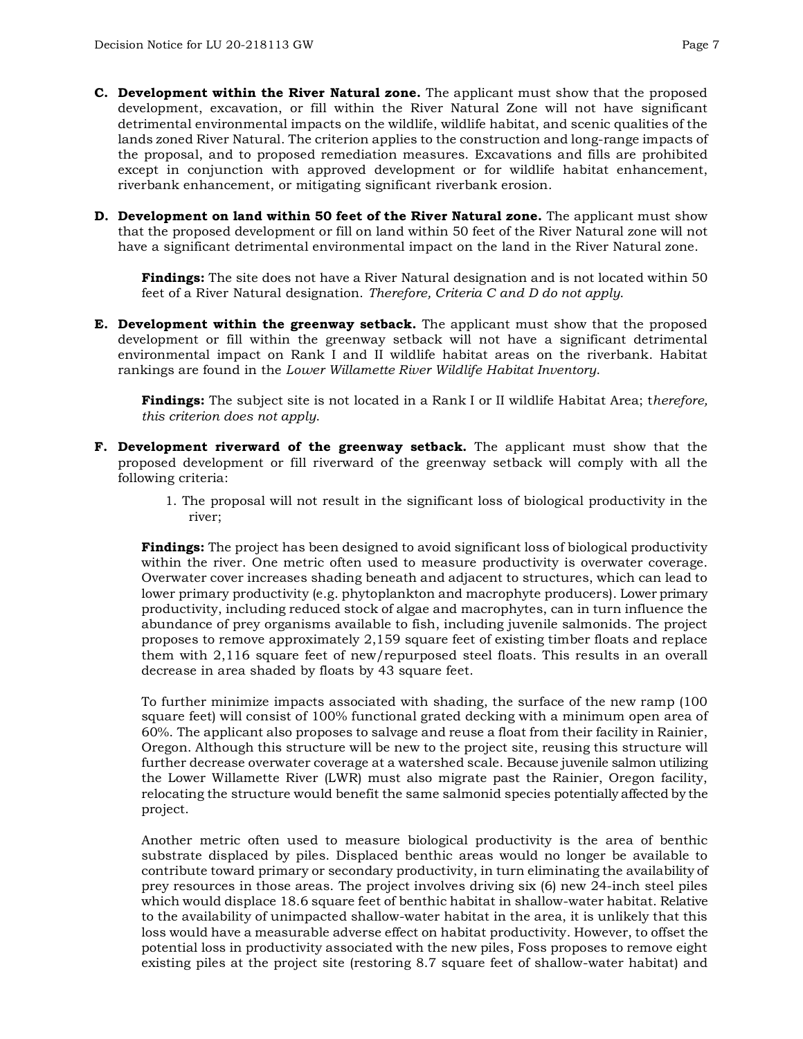**C. Development within the River Natural zone.** The applicant must show that the proposed development, excavation, or fill within the River Natural Zone will not have significant detrimental environmental impacts on the wildlife, wildlife habitat, and scenic qualities of the lands zoned River Natural. The criterion applies to the construction and long-range impacts of the proposal, and to proposed remediation measures. Excavations and fills are prohibited except in conjunction with approved development or for wildlife habitat enhancement, riverbank enhancement, or mitigating significant riverbank erosion.

**D. Development on land within 50 feet of the River Natural zone.** The applicant must show that the proposed development or fill on land within 50 feet of the River Natural zone will not have a significant detrimental environmental impact on the land in the River Natural zone.

**Findings:** The site does not have a River Natural designation and is not located within 50 feet of a River Natural designation. *Therefore, Criteria C and D do not apply.*

**E. Development within the greenway setback.** The applicant must show that the proposed development or fill within the greenway setback will not have a significant detrimental environmental impact on Rank I and II wildlife habitat areas on the riverbank. Habitat rankings are found in the *Lower Willamette River Wildlife Habitat Inventory*.

**Findings:** The subject site is not located in a Rank I or II wildlife Habitat Area; t*herefore, this criterion does not apply.*

**F. Development riverward of the greenway setback.** The applicant must show that the proposed development or fill riverward of the greenway setback will comply with all the following criteria:

1. The proposal will not result in the significant loss of biological productivity in the river;

**Findings:** The project has been designed to avoid significant loss of biological productivity within the river. One metric often used to measure productivity is overwater coverage. Overwater cover increases shading beneath and adjacent to structures, which can lead to lower primary productivity (e.g. phytoplankton and macrophyte producers). Lower primary productivity, including reduced stock of algae and macrophytes, can in turn influence the abundance of prey organisms available to fish, including juvenile salmonids. The project proposes to remove approximately 2,159 square feet of existing timber floats and replace them with 2,116 square feet of new/repurposed steel floats. This results in an overall decrease in area shaded by floats by 43 square feet.

To further minimize impacts associated with shading, the surface of the new ramp (100 square feet) will consist of 100% functional grated decking with a minimum open area of 60%. The applicant also proposes to salvage and reuse a float from their facility in Rainier, Oregon. Although this structure will be new to the project site, reusing this structure will further decrease overwater coverage at a watershed scale. Because juvenile salmon utilizing the Lower Willamette River (LWR) must also migrate past the Rainier, Oregon facility, relocating the structure would benefit the same salmonid species potentially affected by the project.

Another metric often used to measure biological productivity is the area of benthic substrate displaced by piles. Displaced benthic areas would no longer be available to contribute toward primary or secondary productivity, in turn eliminating the availability of prey resources in those areas. The project involves driving six (6) new 24-inch steel piles which would displace 18.6 square feet of benthic habitat in shallow-water habitat. Relative to the availability of unimpacted shallow-water habitat in the area, it is unlikely that this loss would have a measurable adverse effect on habitat productivity. However, to offset the potential loss in productivity associated with the new piles, Foss proposes to remove eight existing piles at the project site (restoring 8.7 square feet of shallow-water habitat) and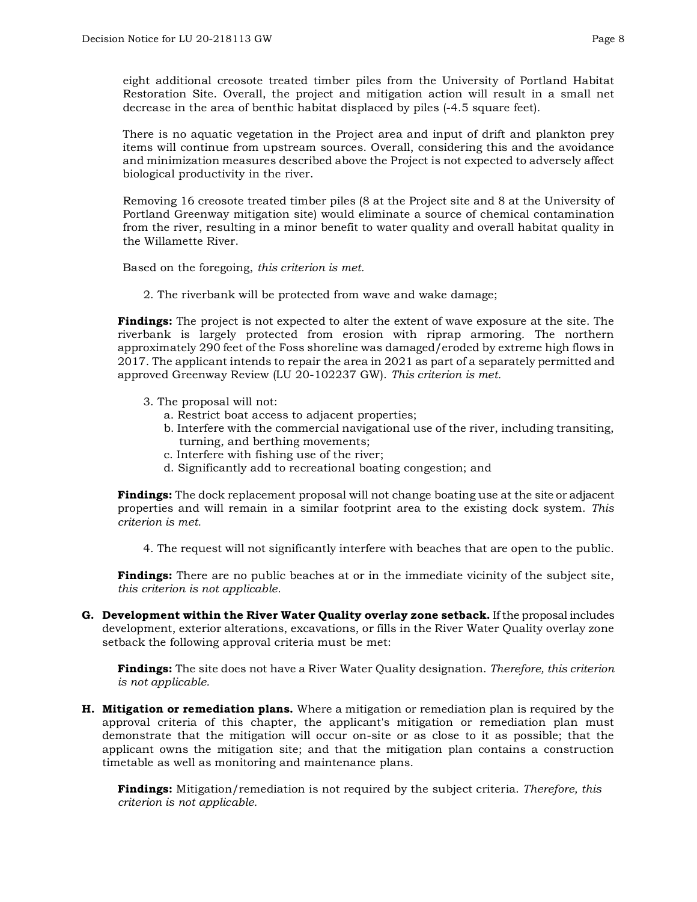eight additional creosote treated timber piles from the University of Portland Habitat Restoration Site. Overall, the project and mitigation action will result in a small net decrease in the area of benthic habitat displaced by piles (-4.5 square feet).

There is no aquatic vegetation in the Project area and input of drift and plankton prey items will continue from upstream sources. Overall, considering this and the avoidance and minimization measures described above the Project is not expected to adversely affect biological productivity in the river.

Removing 16 creosote treated timber piles (8 at the Project site and 8 at the University of Portland Greenway mitigation site) would eliminate a source of chemical contamination from the river, resulting in a minor benefit to water quality and overall habitat quality in the Willamette River.

Based on the foregoing, *this criterion is met.*

2. The riverbank will be protected from wave and wake damage;

**Findings:** The project is not expected to alter the extent of wave exposure at the site. The riverbank is largely protected from erosion with riprap armoring. The northern approximately 290 feet of the Foss shoreline was damaged/eroded by extreme high flows in 2017. The applicant intends to repair the area in 2021 as part of a separately permitted and approved Greenway Review (LU 20-102237 GW). *This criterion is met.*

3. The proposal will not:
   a. Restrict boat access to adjacent properties;
   b. Interfere with the commercial navigational use of the river, including transiting, turning, and berthing movements;
   c. Interfere with fishing use of the river;
   d. Significantly add to recreational boating congestion; and

**Findings:** The dock replacement proposal will not change boating use at the site or adjacent properties and will remain in a similar footprint area to the existing dock system. *This criterion is met.*

4. The request will not significantly interfere with beaches that are open to the public.

**Findings:** There are no public beaches at or in the immediate vicinity of the subject site, *this criterion is not applicable.*

**G. Development within the River Water Quality overlay zone setback.** If the proposal includes development, exterior alterations, excavations, or fills in the River Water Quality overlay zone setback the following approval criteria must be met:

**Findings:** The site does not have a River Water Quality designation. *Therefore, this criterion is not applicable.*

**H. Mitigation or remediation plans.** Where a mitigation or remediation plan is required by the approval criteria of this chapter, the applicant's mitigation or remediation plan must demonstrate that the mitigation will occur on-site or as close to it as possible; that the applicant owns the mitigation site; and that the mitigation plan contains a construction timetable as well as monitoring and maintenance plans.

**Findings:** Mitigation/remediation is not required by the subject criteria. *Therefore, this criterion is not applicable.*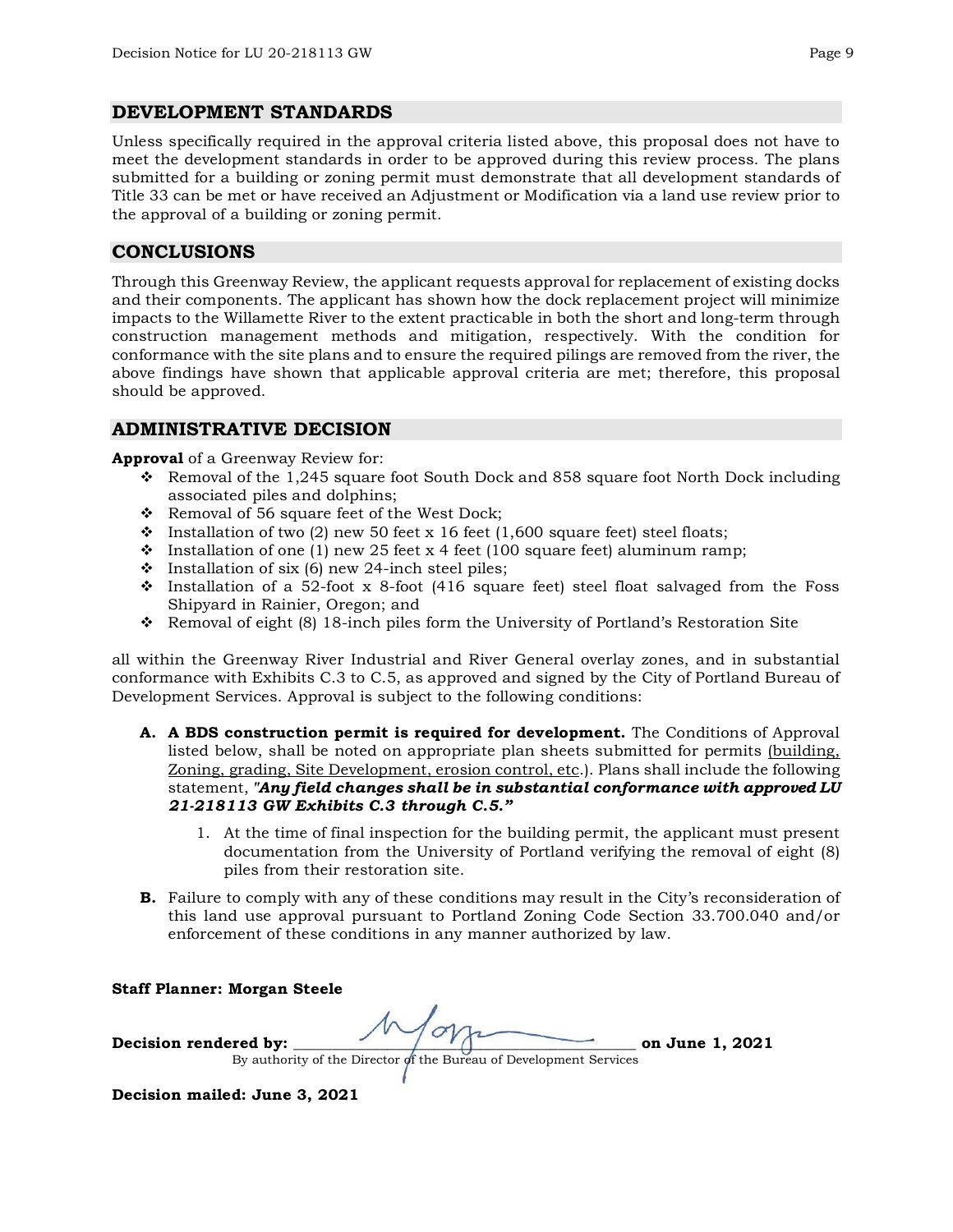## DEVELOPMENT STANDARDS

Unless specifically required in the approval criteria listed above, this proposal does not have to meet the development standards in order to be approved during this review process. The plans submitted for a building or zoning permit must demonstrate that all development standards of Title 33 can be met or have received an Adjustment or Modification via a land use review prior to the approval of a building or zoning permit.

## CONCLUSIONS

Through this Greenway Review, the applicant requests approval for replacement of existing docks and their components. The applicant has shown how the dock replacement project will minimize impacts to the Willamette River to the extent practicable in both the short and long-term through construction management methods and mitigation, respectively. With the condition for conformance with the site plans and to ensure the required pilings are removed from the river, the above findings have shown that applicable approval criteria are met; therefore, this proposal should be approved.

## ADMINISTRATIVE DECISION

**Approval** of a Greenway Review for:

- Removal of the 1,245 square foot South Dock and 858 square foot North Dock including associated piles and dolphins;
- Removal of 56 square feet of the West Dock;
- Installation of two (2) new 50 feet x 16 feet (1,600 square feet) steel floats;
- Installation of one (1) new 25 feet x 4 feet (100 square feet) aluminum ramp;
- Installation of six (6) new 24-inch steel piles;
- Installation of a 52-foot x 8-foot (416 square feet) steel float salvaged from the Foss Shipyard in Rainier, Oregon; and
- Removal of eight (8) 18-inch piles form the University of Portland's Restoration Site

all within the Greenway River Industrial and River General overlay zones, and in substantial conformance with Exhibits C.3 to C.5, as approved and signed by the City of Portland Bureau of Development Services. Approval is subject to the following conditions:

**A. A BDS construction permit is required for development.** The Conditions of Approval listed below, shall be noted on appropriate plan sheets submitted for permits (building, Zoning, grading, Site Development, erosion control, etc.). Plans shall include the following statement, *"**Any field changes shall be in substantial conformance with approved LU 21-218113 GW Exhibits C.3 through C.5.**"*

1. At the time of final inspection for the building permit, the applicant must present documentation from the University of Portland verifying the removal of eight (8) piles from their restoration site.

**B.** Failure to comply with any of these conditions may result in the City's reconsideration of this land use approval pursuant to Portland Zoning Code Section 33.700.040 and/or enforcement of these conditions in any manner authorized by law.

**Staff Planner: Morgan Steele**

**Decision rendered by:** ____________________ **on June 1, 2021**
By authority of the Director of the Bureau of Development Services

**Decision mailed: June 3, 2021**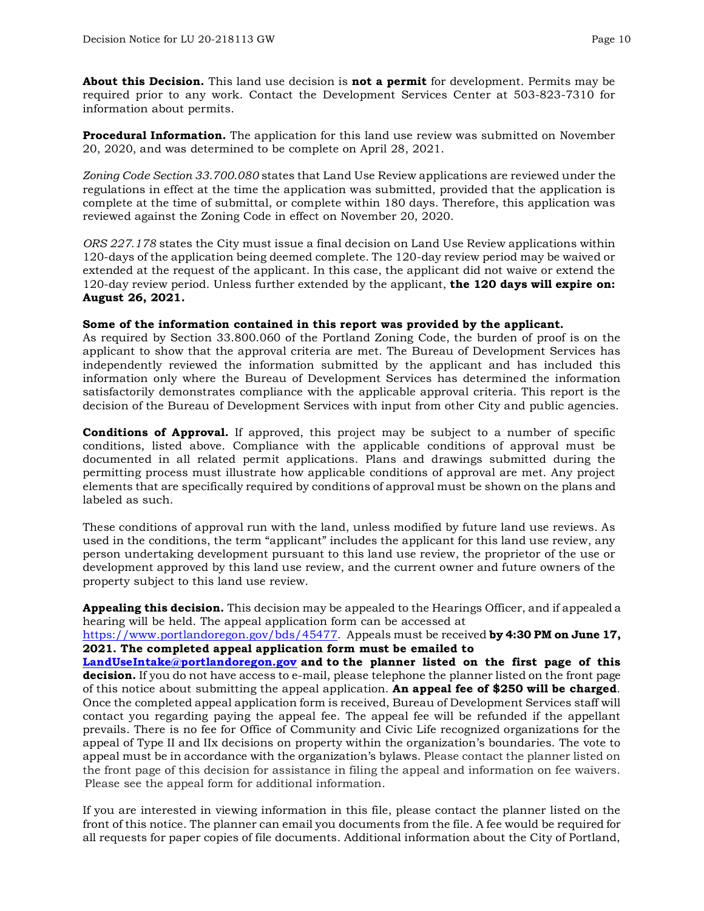**About this Decision.** This land use decision is **not a permit** for development. Permits may be required prior to any work. Contact the Development Services Center at 503-823-7310 for information about permits.

**Procedural Information.** The application for this land use review was submitted on November 20, 2020, and was determined to be complete on April 28, 2021.

*Zoning Code Section 33.700.080* states that Land Use Review applications are reviewed under the regulations in effect at the time the application was submitted, provided that the application is complete at the time of submittal, or complete within 180 days. Therefore, this application was reviewed against the Zoning Code in effect on November 20, 2020.

*ORS 227.178* states the City must issue a final decision on Land Use Review applications within 120-days of the application being deemed complete. The 120-day review period may be waived or extended at the request of the applicant. In this case, the applicant did not waive or extend the 120-day review period. Unless further extended by the applicant, **the 120 days will expire on: August 26, 2021.**

**Some of the information contained in this report was provided by the applicant.**
As required by Section 33.800.060 of the Portland Zoning Code, the burden of proof is on the applicant to show that the approval criteria are met. The Bureau of Development Services has independently reviewed the information submitted by the applicant and has included this information only where the Bureau of Development Services has determined the information satisfactorily demonstrates compliance with the applicable approval criteria. This report is the decision of the Bureau of Development Services with input from other City and public agencies.

**Conditions of Approval.** If approved, this project may be subject to a number of specific conditions, listed above. Compliance with the applicable conditions of approval must be documented in all related permit applications. Plans and drawings submitted during the permitting process must illustrate how applicable conditions of approval are met. Any project elements that are specifically required by conditions of approval must be shown on the plans and labeled as such.

These conditions of approval run with the land, unless modified by future land use reviews. As used in the conditions, the term "applicant" includes the applicant for this land use review, any person undertaking development pursuant to this land use review, the proprietor of the use or development approved by this land use review, and the current owner and future owners of the property subject to this land use review.

**Appealing this decision.** This decision may be appealed to the Hearings Officer, and if appealed a hearing will be held. The appeal application form can be accessed at https://www.portlandoregon.gov/bds/45477. Appeals must be received **by 4:30 PM on June 17, 2021. The completed appeal application form must be emailed to LandUseIntake@portlandoregon.gov and to the planner listed on the first page of this decision.** If you do not have access to e-mail, please telephone the planner listed on the front page of this notice about submitting the appeal application. **An appeal fee of $250 will be charged**. Once the completed appeal application form is received, Bureau of Development Services staff will contact you regarding paying the appeal fee. The appeal fee will be refunded if the appellant prevails. There is no fee for Office of Community and Civic Life recognized organizations for the appeal of Type II and IIx decisions on property within the organization's boundaries. The vote to appeal must be in accordance with the organization's bylaws. Please contact the planner listed on the front page of this decision for assistance in filing the appeal and information on fee waivers. Please see the appeal form for additional information.

If you are interested in viewing information in this file, please contact the planner listed on the front of this notice. The planner can email you documents from the file. A fee would be required for all requests for paper copies of file documents. Additional information about the City of Portland,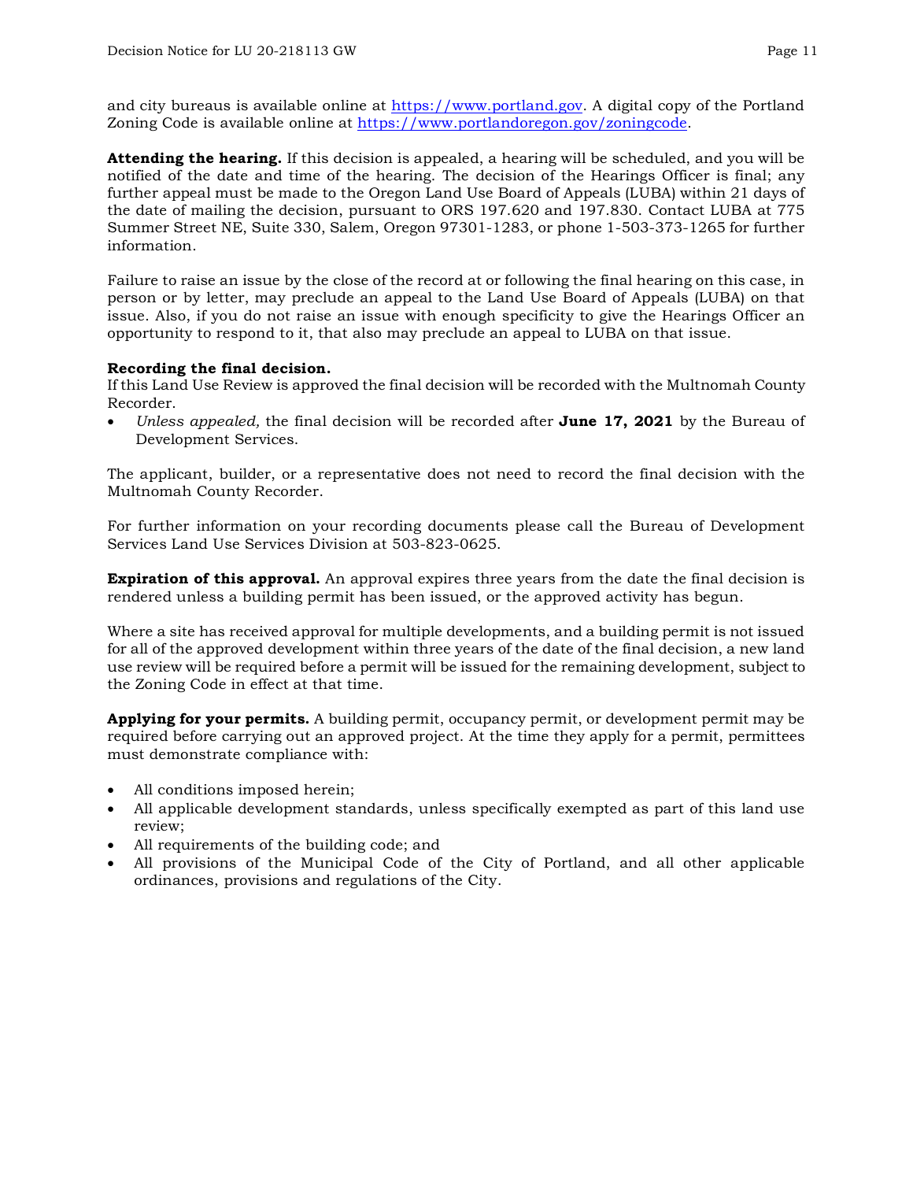and city bureaus is available online at [https://www.portland.gov](https://www.portland.gov). A digital copy of the Portland Zoning Code is available online at [https://www.portlandoregon.gov/zoningcode](https://www.portlandoregon.gov/zoningcode).

**Attending the hearing.** If this decision is appealed, a hearing will be scheduled, and you will be notified of the date and time of the hearing. The decision of the Hearings Officer is final; any further appeal must be made to the Oregon Land Use Board of Appeals (LUBA) within 21 days of the date of mailing the decision, pursuant to ORS 197.620 and 197.830. Contact LUBA at 775 Summer Street NE, Suite 330, Salem, Oregon 97301-1283, or phone 1-503-373-1265 for further information.

Failure to raise an issue by the close of the record at or following the final hearing on this case, in person or by letter, may preclude an appeal to the Land Use Board of Appeals (LUBA) on that issue. Also, if you do not raise an issue with enough specificity to give the Hearings Officer an opportunity to respond to it, that also may preclude an appeal to LUBA on that issue.

**Recording the final decision.**
If this Land Use Review is approved the final decision will be recorded with the Multnomah County Recorder.

- *Unless appealed,* the final decision will be recorded after **June 17, 2021** by the Bureau of Development Services.

The applicant, builder, or a representative does not need to record the final decision with the Multnomah County Recorder.

For further information on your recording documents please call the Bureau of Development Services Land Use Services Division at 503-823-0625.

**Expiration of this approval.** An approval expires three years from the date the final decision is rendered unless a building permit has been issued, or the approved activity has begun.

Where a site has received approval for multiple developments, and a building permit is not issued for all of the approved development within three years of the date of the final decision, a new land use review will be required before a permit will be issued for the remaining development, subject to the Zoning Code in effect at that time.

**Applying for your permits.** A building permit, occupancy permit, or development permit may be required before carrying out an approved project. At the time they apply for a permit, permittees must demonstrate compliance with:

- All conditions imposed herein;
- All applicable development standards, unless specifically exempted as part of this land use review;
- All requirements of the building code; and
- All provisions of the Municipal Code of the City of Portland, and all other applicable ordinances, provisions and regulations of the City.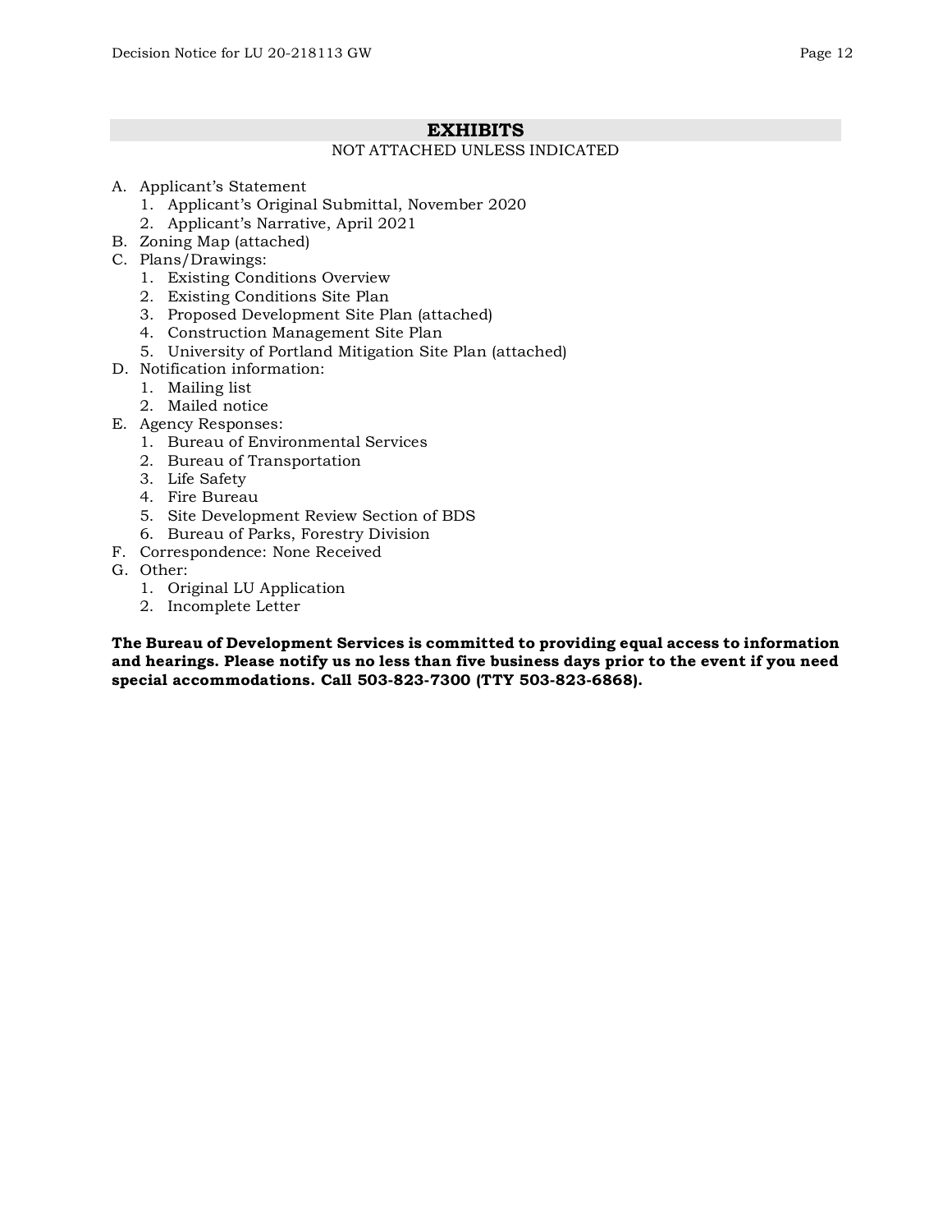## EXHIBITS

NOT ATTACHED UNLESS INDICATED

A. Applicant's Statement
   1. Applicant's Original Submittal, November 2020
   2. Applicant's Narrative, April 2021
B. Zoning Map (attached)
C. Plans/Drawings:
   1. Existing Conditions Overview
   2. Existing Conditions Site Plan
   3. Proposed Development Site Plan (attached)
   4. Construction Management Site Plan
   5. University of Portland Mitigation Site Plan (attached)
D. Notification information:
   1. Mailing list
   2. Mailed notice
E. Agency Responses:
   1. Bureau of Environmental Services
   2. Bureau of Transportation
   3. Life Safety
   4. Fire Bureau
   5. Site Development Review Section of BDS
   6. Bureau of Parks, Forestry Division
F. Correspondence: None Received
G. Other:
   1. Original LU Application
   2. Incomplete Letter

**The Bureau of Development Services is committed to providing equal access to information and hearings. Please notify us no less than five business days prior to the event if you need special accommodations. Call 503-823-7300 (TTY 503-823-6868).**